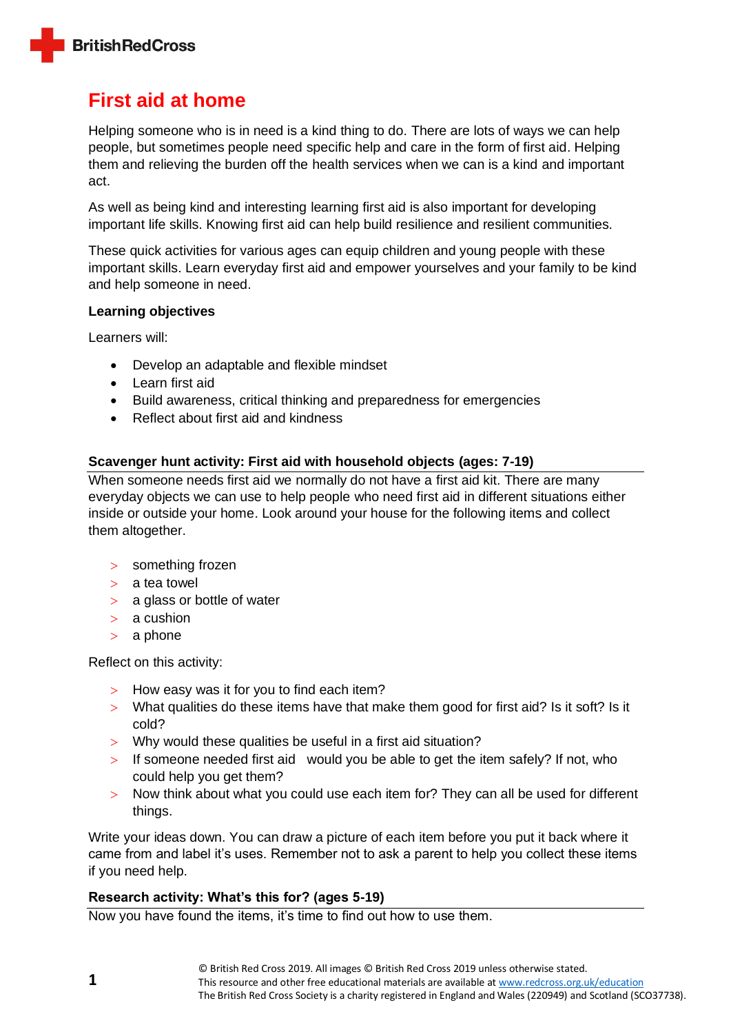BritishRedCross

# First aid at home

Helping someone who is in need is a kind thing to do. There are lots of ways we can help people, but sometimes people need specific help and care in the form of first aid. Helping them and relieving the burden off the health services when we can is a kind and important act.

As well as being kind and interesting learning first aid is also important for developing important life skills. Knowing first aid can help build resilience and resilient communities.

These quick activities for various ages can equip children and young people with these important skills. Learn everyday first aid and empower yourselves and your family to be kind and help someone in need.

**Learning objectives**

Learners will:

- Develop an adaptable and flexible mindset
- Learn first aid
- Build awareness, critical thinking and preparedness for emergencies
- Reflect about first aid and kindness

### Scavenger hunt activity: First aid with household objects (ages: 7-19)

When someone needs first aid we normally do not have a first aid kit. There are many everyday objects we can use to help people who need first aid in different situations either inside or outside your home. Look around your house for the following items and collect them altogether.

- something frozen
- a tea towel
- a glass or bottle of water
- a cushion
- a phone

Reflect on this activity:

- How easy was it for you to find each item?
- What qualities do these items have that make them good for first aid? Is it soft? Is it cold?
- Why would these qualities be useful in a first aid situation?
- If someone needed first aid would you be able to get the item safely? If not, who could help you get them?
- Now think about what you could use each item for? They can all be used for different things.

Write your ideas down. You can draw a picture of each item before you put it back where it came from and label it's uses. Remember not to ask a parent to help you collect these items if you need help.

### Research activity: What's this for? (ages 5-19)

Now you have found the items, it's time to find out how to use them.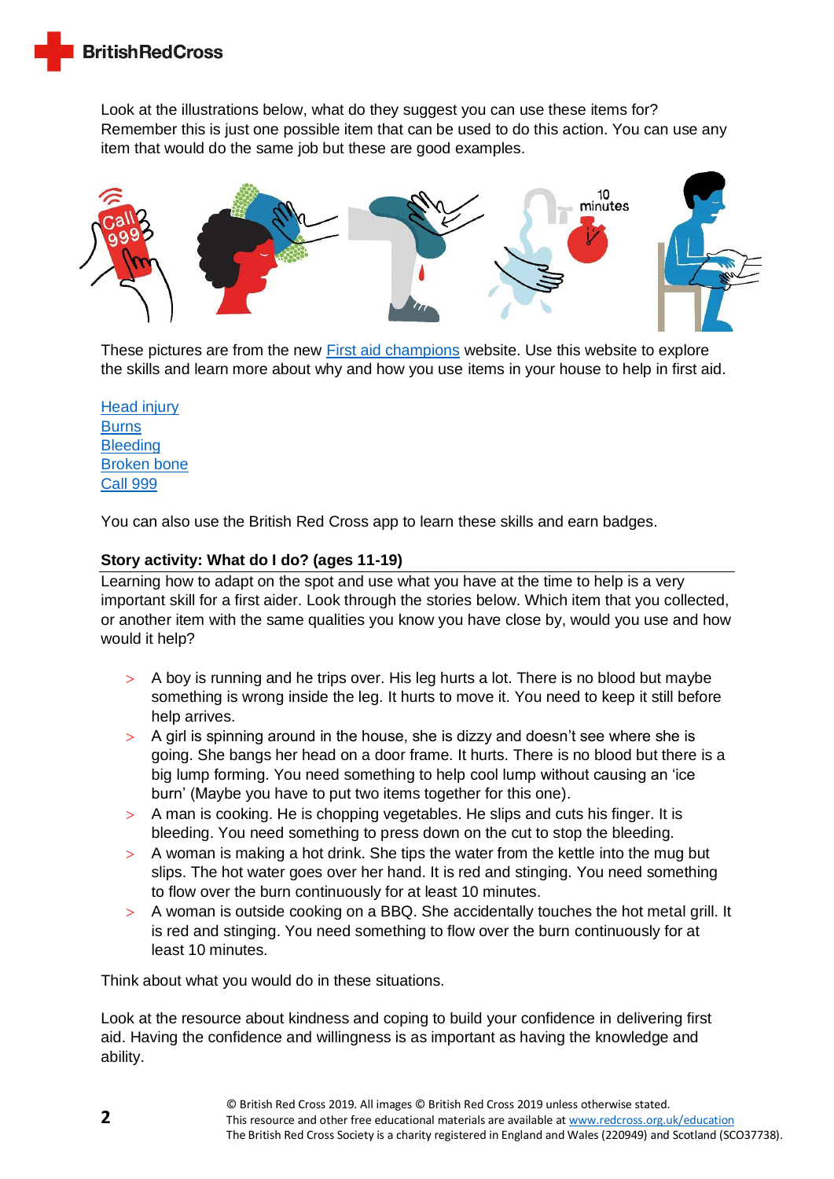Look at the illustrations below, what do they suggest you can use these items for? Remember this is just one possible item that can be used to do this action. You can use any item that would do the same job but these are good examples.

These pictures are from the new [First aid champions](#) website. Use this website to explore the skills and learn more about why and how you use items in your house to help in first aid.

[Head injury](#)
[Burns](#)
[Bleeding](#)
[Broken bone](#)
[Call 999](#)

You can also use the British Red Cross app to learn these skills and earn badges.

**Story activity: What do I do? (ages 11-19)**

Learning how to adapt on the spot and use what you have at the time to help is a very important skill for a first aider. Look through the stories below. Which item that you collected, or another item with the same qualities you know you have close by, would you use and how would it help?

- A boy is running and he trips over. His leg hurts a lot. There is no blood but maybe something is wrong inside the leg. It hurts to move it. You need to keep it still before help arrives.
- A girl is spinning around in the house, she is dizzy and doesn't see where she is going. She bangs her head on a door frame. It hurts. There is no blood but there is a big lump forming. You need something to help cool lump without causing an 'ice burn' (Maybe you have to put two items together for this one).
- A man is cooking. He is chopping vegetables. He slips and cuts his finger. It is bleeding. You need something to press down on the cut to stop the bleeding.
- A woman is making a hot drink. She tips the water from the kettle into the mug but slips. The hot water goes over her hand. It is red and stinging. You need something to flow over the burn continuously for at least 10 minutes.
- A woman is outside cooking on a BBQ. She accidentally touches the hot metal grill. It is red and stinging. You need something to flow over the burn continuously for at least 10 minutes.

Think about what you would do in these situations.

Look at the resource about kindness and coping to build your confidence in delivering first aid. Having the confidence and willingness is as important as having the knowledge and ability.

© British Red Cross 2019. All images © British Red Cross 2019 unless otherwise stated.
This resource and other free educational materials are available at www.redcross.org.uk/education
The British Red Cross Society is a charity registered in England and Wales (220949) and Scotland (SCO37738).